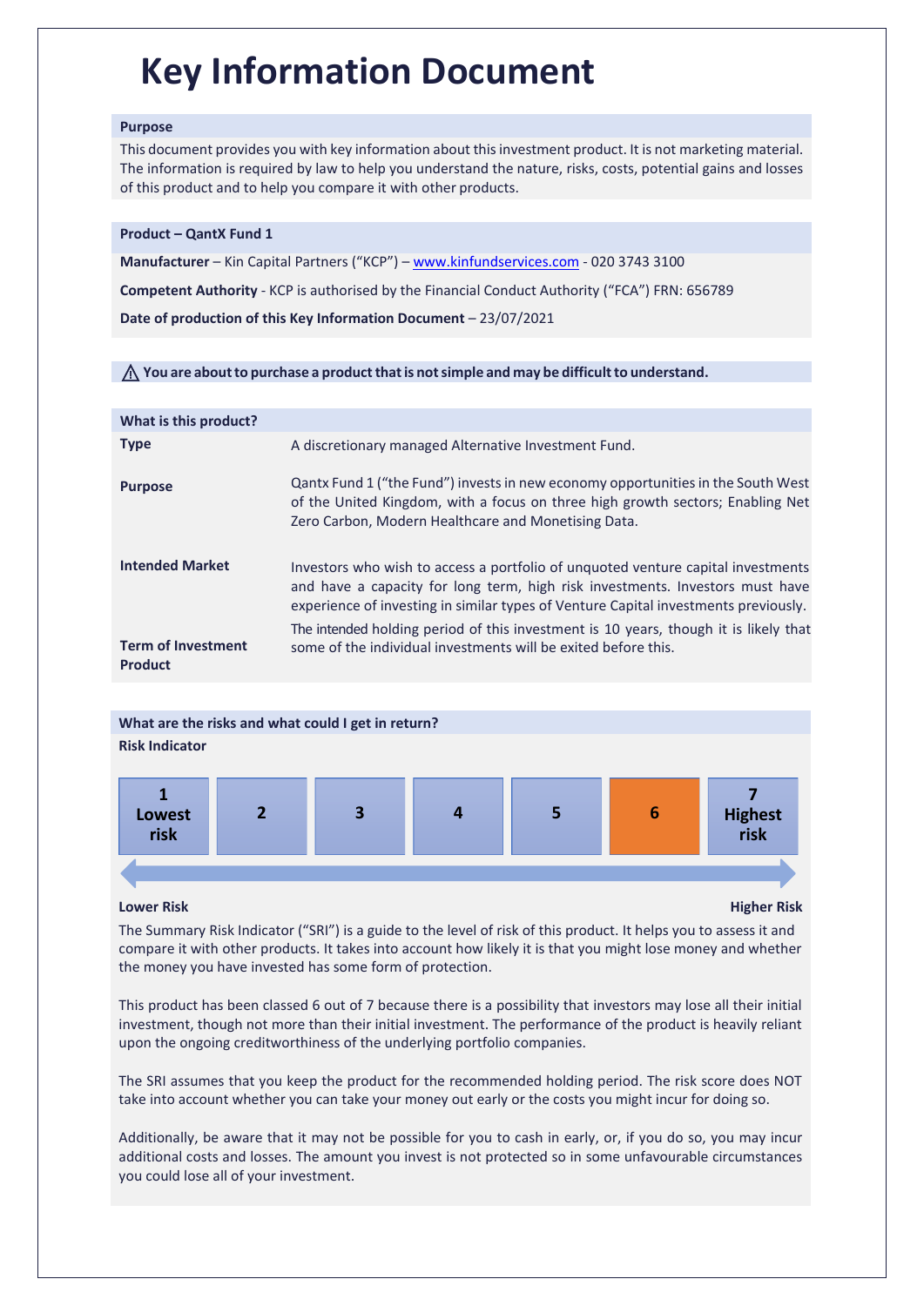# Key Information Document

## Purpose

This document provides you with key information about this investment product. It is not marketing material. The information is required by law to help you understand the nature, risks, costs, potential gains and losses of this product and to help you compare it with other products.

## Product – QantX Fund 1

**Manufacturer** – Kin Capital Partners ("KCP") – [www.kinfundservices.com](http://www.kinfundservices.com) - 020 3743 3100

**Competent Authority** - KCP is authorised by the Financial Conduct Authority ("FCA") FRN: 656789

**Date of production of this Key Information Document** – 23/07/2021

⚠ **You are about to purchase a product that is not simple and may be difficult to understand.**

## What is this product?

| | |
|---|---|
| **Type** | A discretionary managed Alternative Investment Fund. |
| **Purpose** | Qantx Fund 1 ("the Fund") invests in new economy opportunities in the South West of the United Kingdom, with a focus on three high growth sectors; Enabling Net Zero Carbon, Modern Healthcare and Monetising Data. |
| **Intended Market** | Investors who wish to access a portfolio of unquoted venture capital investments and have a capacity for long term, high risk investments. Investors must have experience of investing in similar types of Venture Capital investments previously. |
| **Term of Investment Product** | The intended holding period of this investment is 10 years, though it is likely that some of the individual investments will be exited before this. |

## What are the risks and what could I get in return?

**Risk Indicator**

| 1 Lowest risk | 2 | 3 | 4 | 5 | **6** | 7 Highest risk |
|---|---|---|---|---|---|---|

**Lower Risk** → **Higher Risk**

The Summary Risk Indicator ("SRI") is a guide to the level of risk of this product. It helps you to assess it and compare it with other products. It takes into account how likely it is that you might lose money and whether the money you have invested has some form of protection.

This product has been classed 6 out of 7 because there is a possibility that investors may lose all their initial investment, though not more than their initial investment. The performance of the product is heavily reliant upon the ongoing creditworthiness of the underlying portfolio companies.

The SRI assumes that you keep the product for the recommended holding period. The risk score does NOT take into account whether you can take your money out early or the costs you might incur for doing so.

Additionally, be aware that it may not be possible for you to cash in early, or, if you do so, you may incur additional costs and losses. The amount you invest is not protected so in some unfavourable circumstances you could lose all of your investment.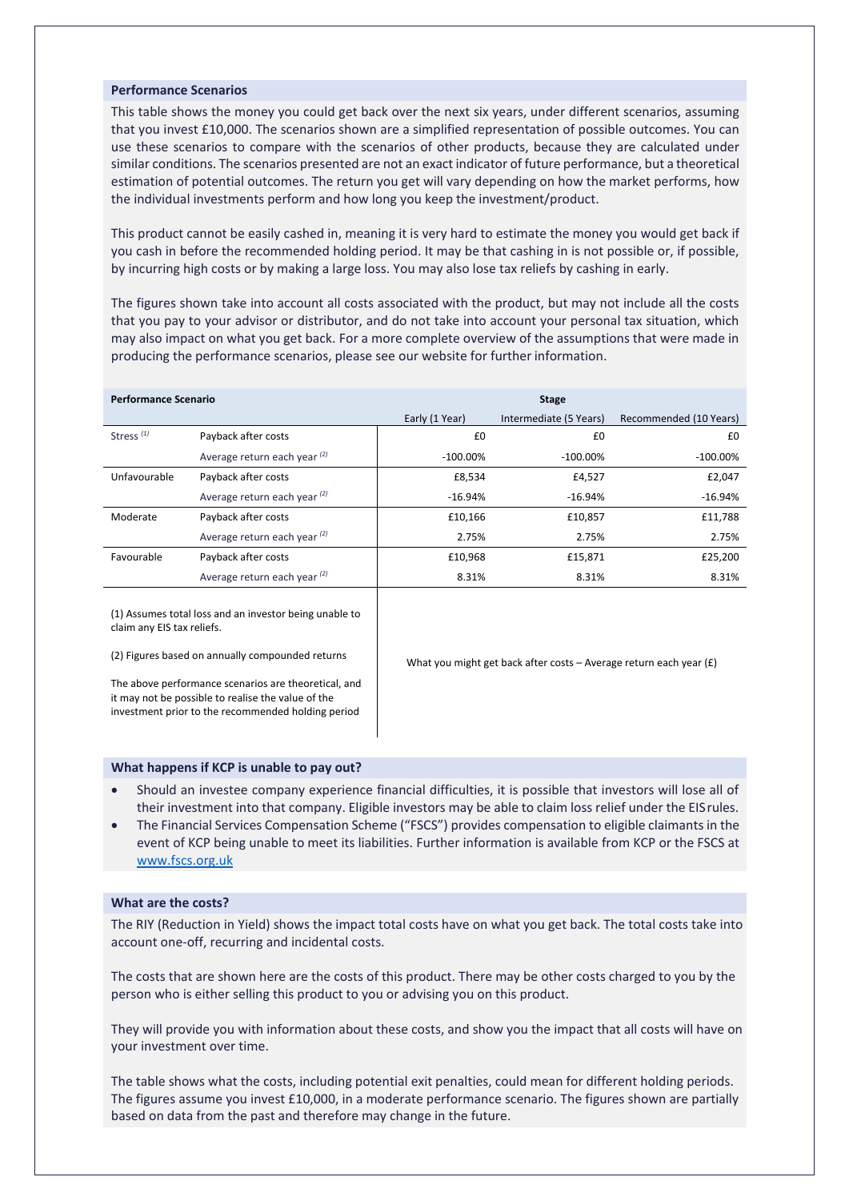## Performance Scenarios

This table shows the money you could get back over the next six years, under different scenarios, assuming that you invest £10,000. The scenarios shown are a simplified representation of possible outcomes. You can use these scenarios to compare with the scenarios of other products, because they are calculated under similar conditions. The scenarios presented are not an exact indicator of future performance, but a theoretical estimation of potential outcomes. The return you get will vary depending on how the market performs, how the individual investments perform and how long you keep the investment/product.

This product cannot be easily cashed in, meaning it is very hard to estimate the money you would get back if you cash in before the recommended holding period. It may be that cashing in is not possible or, if possible, by incurring high costs or by making a large loss. You may also lose tax reliefs by cashing in early.

The figures shown take into account all costs associated with the product, but may not include all the costs that you pay to your advisor or distributor, and do not take into account your personal tax situation, which may also impact on what you get back. For a more complete overview of the assumptions that were made in producing the performance scenarios, please see our website for further information.

| Performance Scenario | | Stage | | |
|---|---|---|---|---|
| | | Early (1 Year) | Intermediate (5 Years) | Recommended (10 Years) |
| Stress [(1)] | Payback after costs | £0 | £0 | £0 |
| | Average return each year [(2)] | -100.00% | -100.00% | -100.00% |
| Unfavourable | Payback after costs | £8,534 | £4,527 | £2,047 |
| | Average return each year [(2)] | -16.94% | -16.94% | -16.94% |
| Moderate | Payback after costs | £10,166 | £10,857 | £11,788 |
| | Average return each year [(2)] | 2.75% | 2.75% | 2.75% |
| Favourable | Payback after costs | £10,968 | £15,871 | £25,200 |
| | Average return each year [(2)] | 8.31% | 8.31% | 8.31% |

(1) Assumes total loss and an investor being unable to claim any EIS tax reliefs.

(2) Figures based on annually compounded returns

The above performance scenarios are theoretical, and it may not be possible to realise the value of the investment prior to the recommended holding period

What you might get back after costs – Average return each year (£)

## What happens if KCP is unable to pay out?

- Should an investee company experience financial difficulties, it is possible that investors will lose all of their investment into that company. Eligible investors may be able to claim loss relief under the EIS rules.
- The Financial Services Compensation Scheme ("FSCS") provides compensation to eligible claimants in the event of KCP being unable to meet its liabilities. Further information is available from KCP or the FSCS at www.fscs.org.uk

## What are the costs?

The RIY (Reduction in Yield) shows the impact total costs have on what you get back. The total costs take into account one-off, recurring and incidental costs.

The costs that are shown here are the costs of this product. There may be other costs charged to you by the person who is either selling this product to you or advising you on this product.

They will provide you with information about these costs, and show you the impact that all costs will have on your investment over time.

The table shows what the costs, including potential exit penalties, could mean for different holding periods. The figures assume you invest £10,000, in a moderate performance scenario. The figures shown are partially based on data from the past and therefore may change in the future.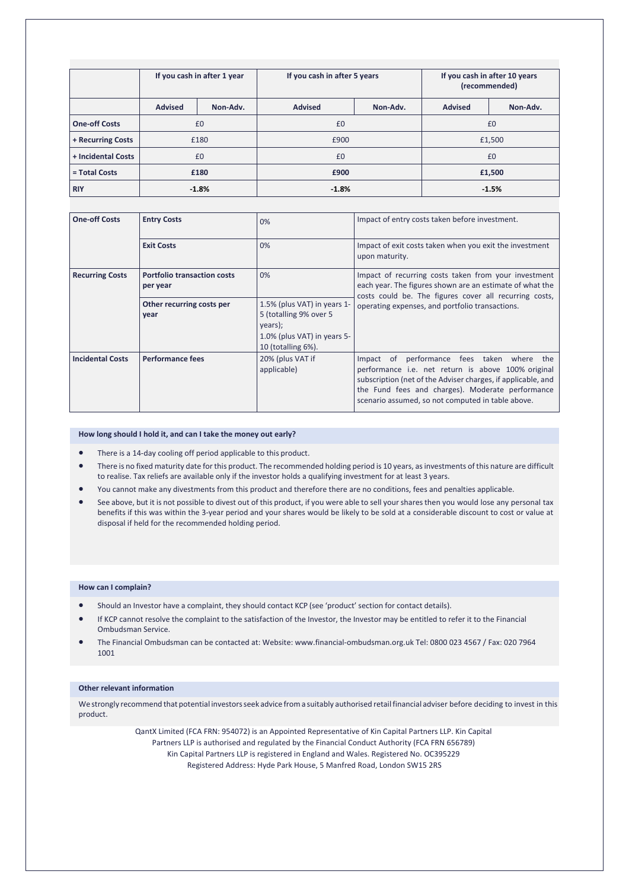| | If you cash in after 1 year | | If you cash in after 5 years | | If you cash in after 10 years (recommended) | |
|---|---|---|---|---|---|---|
| | Advised | Non-Adv. | Advised | Non-Adv. | Advised | Non-Adv. |
| One-off Costs | £0 | | £0 | | £0 | |
| + Recurring Costs | £180 | | £900 | | £1,500 | |
| + Incidental Costs | £0 | | £0 | | £0 | |
| = Total Costs | **£180** | | **£900** | | **£1,500** | |
| RIY | **-1.8%** | | **-1.8%** | | **-1.5%** | |

| | | | |
|---|---|---|---|
| **One-off Costs** | **Entry Costs** | 0% | Impact of entry costs taken before investment. |
| | **Exit Costs** | 0% | Impact of exit costs taken when you exit the investment upon maturity. |
| **Recurring Costs** | **Portfolio transaction costs per year** | 0% | Impact of recurring costs taken from your investment each year. The figures shown are an estimate of what the costs could be. The figures cover all recurring costs, operating expenses, and portfolio transactions. |
| | **Other recurring costs per year** | 1.5% (plus VAT) in years 1-5 (totalling 9% over 5 years); 1.0% (plus VAT) in years 5-10 (totalling 6%). | |
| **Incidental Costs** | **Performance fees** | 20% (plus VAT if applicable) | Impact of performance fees taken where the performance i.e. net return is above 100% original subscription (net of the Adviser charges, if applicable, and the Fund fees and charges). Moderate performance scenario assumed, so not computed in table above. |

## How long should I hold it, and can I take the money out early?

- There is a 14-day cooling off period applicable to this product.
- There is no fixed maturity date for this product. The recommended holding period is 10 years, as investments of this nature are difficult to realise. Tax reliefs are available only if the investor holds a qualifying investment for at least 3 years.
- You cannot make any divestments from this product and therefore there are no conditions, fees and penalties applicable.
- See above, but it is not possible to divest out of this product, if you were able to sell your shares then you would lose any personal tax benefits if this was within the 3-year period and your shares would be likely to be sold at a considerable discount to cost or value at disposal if held for the recommended holding period.

## How can I complain?

- Should an Investor have a complaint, they should contact KCP (see 'product' section for contact details).
- If KCP cannot resolve the complaint to the satisfaction of the Investor, the Investor may be entitled to refer it to the Financial Ombudsman Service.
- The Financial Ombudsman can be contacted at: Website: www.financial-ombudsman.org.uk Tel: 0800 023 4567 / Fax: 020 7964 1001

## Other relevant information

We strongly recommend that potential investors seek advice from a suitably authorised retail financial adviser before deciding to invest in this product.

QantX Limited (FCA FRN: 954072) is an Appointed Representative of Kin Capital Partners LLP. Kin Capital Partners LLP is authorised and regulated by the Financial Conduct Authority (FCA FRN 656789)
Kin Capital Partners LLP is registered in England and Wales. Registered No. OC395229
Registered Address: Hyde Park House, 5 Manfred Road, London SW15 2RS